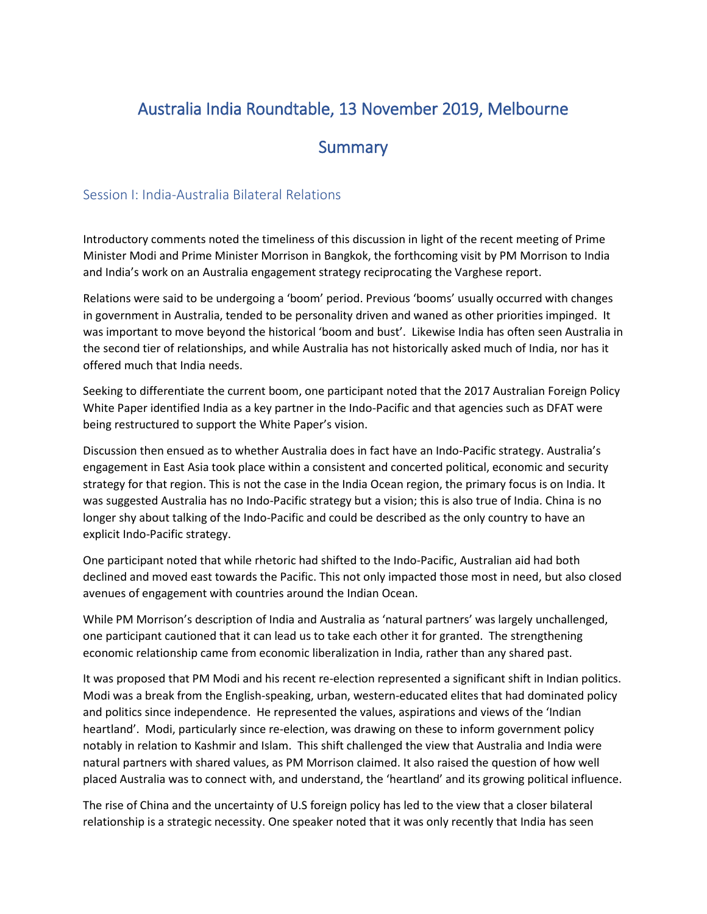# Australia India Roundtable, 13 November 2019, Melbourne

# Summary

## Session I: India-Australia Bilateral Relations

Introductory comments noted the timeliness of this discussion in light of the recent meeting of Prime Minister Modi and Prime Minister Morrison in Bangkok, the forthcoming visit by PM Morrison to India and India's work on an Australia engagement strategy reciprocating the Varghese report.

Relations were said to be undergoing a 'boom' period. Previous 'booms' usually occurred with changes in government in Australia, tended to be personality driven and waned as other priorities impinged. It was important to move beyond the historical 'boom and bust'. Likewise India has often seen Australia in the second tier of relationships, and while Australia has not historically asked much of India, nor has it offered much that India needs.

Seeking to differentiate the current boom, one participant noted that the 2017 Australian Foreign Policy White Paper identified India as a key partner in the Indo-Pacific and that agencies such as DFAT were being restructured to support the White Paper's vision.

Discussion then ensued as to whether Australia does in fact have an Indo-Pacific strategy. Australia's engagement in East Asia took place within a consistent and concerted political, economic and security strategy for that region. This is not the case in the India Ocean region, the primary focus is on India. It was suggested Australia has no Indo-Pacific strategy but a vision; this is also true of India. China is no longer shy about talking of the Indo-Pacific and could be described as the only country to have an explicit Indo-Pacific strategy.

One participant noted that while rhetoric had shifted to the Indo-Pacific, Australian aid had both declined and moved east towards the Pacific. This not only impacted those most in need, but also closed avenues of engagement with countries around the Indian Ocean.

While PM Morrison's description of India and Australia as 'natural partners' was largely unchallenged, one participant cautioned that it can lead us to take each other it for granted. The strengthening economic relationship came from economic liberalization in India, rather than any shared past.

It was proposed that PM Modi and his recent re-election represented a significant shift in Indian politics. Modi was a break from the English-speaking, urban, western-educated elites that had dominated policy and politics since independence. He represented the values, aspirations and views of the 'Indian heartland'. Modi, particularly since re-election, was drawing on these to inform government policy notably in relation to Kashmir and Islam. This shift challenged the view that Australia and India were natural partners with shared values, as PM Morrison claimed. It also raised the question of how well placed Australia was to connect with, and understand, the 'heartland' and its growing political influence.

The rise of China and the uncertainty of U.S foreign policy has led to the view that a closer bilateral relationship is a strategic necessity. One speaker noted that it was only recently that India has seen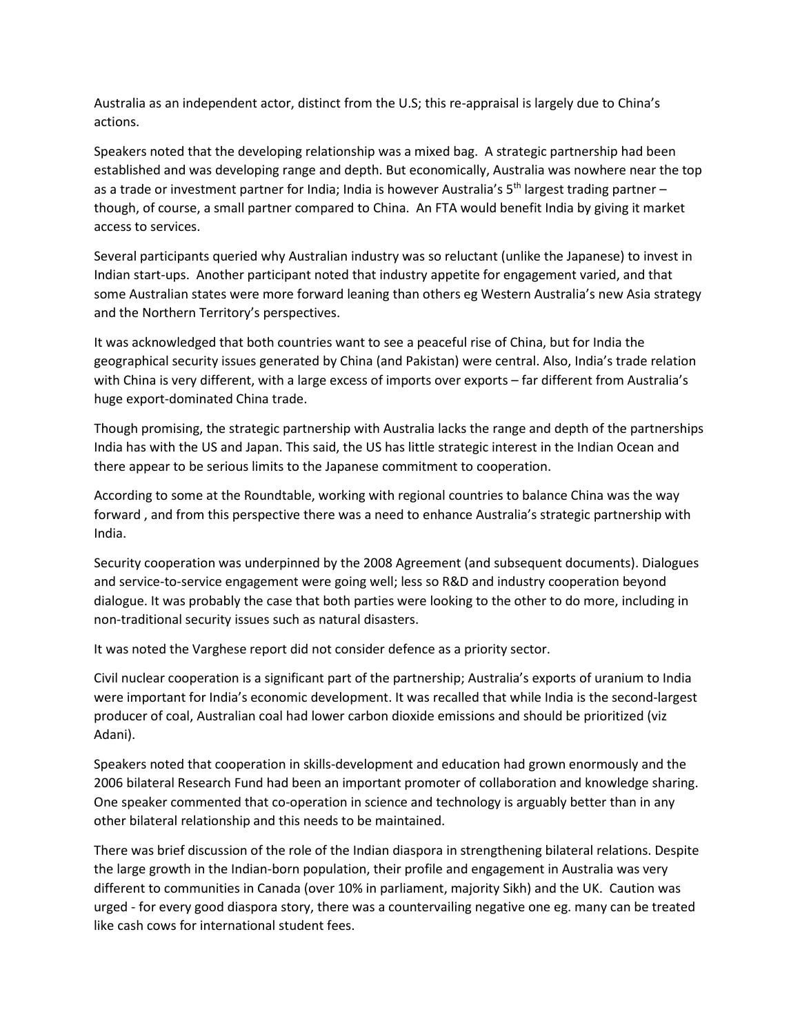Australia as an independent actor, distinct from the U.S; this re-appraisal is largely due to China's actions.

Speakers noted that the developing relationship was a mixed bag. A strategic partnership had been established and was developing range and depth. But economically, Australia was nowhere near the top as a trade or investment partner for India; India is however Australia's 5th largest trading partner – though, of course, a small partner compared to China. An FTA would benefit India by giving it market access to services.

Several participants queried why Australian industry was so reluctant (unlike the Japanese) to invest in Indian start-ups. Another participant noted that industry appetite for engagement varied, and that some Australian states were more forward leaning than others eg Western Australia's new Asia strategy and the Northern Territory's perspectives.

It was acknowledged that both countries want to see a peaceful rise of China, but for India the geographical security issues generated by China (and Pakistan) were central. Also, India's trade relation with China is very different, with a large excess of imports over exports – far different from Australia's huge export-dominated China trade.

Though promising, the strategic partnership with Australia lacks the range and depth of the partnerships India has with the US and Japan. This said, the US has little strategic interest in the Indian Ocean and there appear to be serious limits to the Japanese commitment to cooperation.

According to some at the Roundtable, working with regional countries to balance China was the way forward , and from this perspective there was a need to enhance Australia's strategic partnership with India.

Security cooperation was underpinned by the 2008 Agreement (and subsequent documents). Dialogues and service-to-service engagement were going well; less so R&D and industry cooperation beyond dialogue. It was probably the case that both parties were looking to the other to do more, including in non-traditional security issues such as natural disasters.

It was noted the Varghese report did not consider defence as a priority sector.

Civil nuclear cooperation is a significant part of the partnership; Australia's exports of uranium to India were important for India's economic development. It was recalled that while India is the second-largest producer of coal, Australian coal had lower carbon dioxide emissions and should be prioritized (viz Adani).

Speakers noted that cooperation in skills-development and education had grown enormously and the 2006 bilateral Research Fund had been an important promoter of collaboration and knowledge sharing. One speaker commented that co-operation in science and technology is arguably better than in any other bilateral relationship and this needs to be maintained.

There was brief discussion of the role of the Indian diaspora in strengthening bilateral relations. Despite the large growth in the Indian-born population, their profile and engagement in Australia was very different to communities in Canada (over 10% in parliament, majority Sikh) and the UK. Caution was urged - for every good diaspora story, there was a countervailing negative one eg. many can be treated like cash cows for international student fees.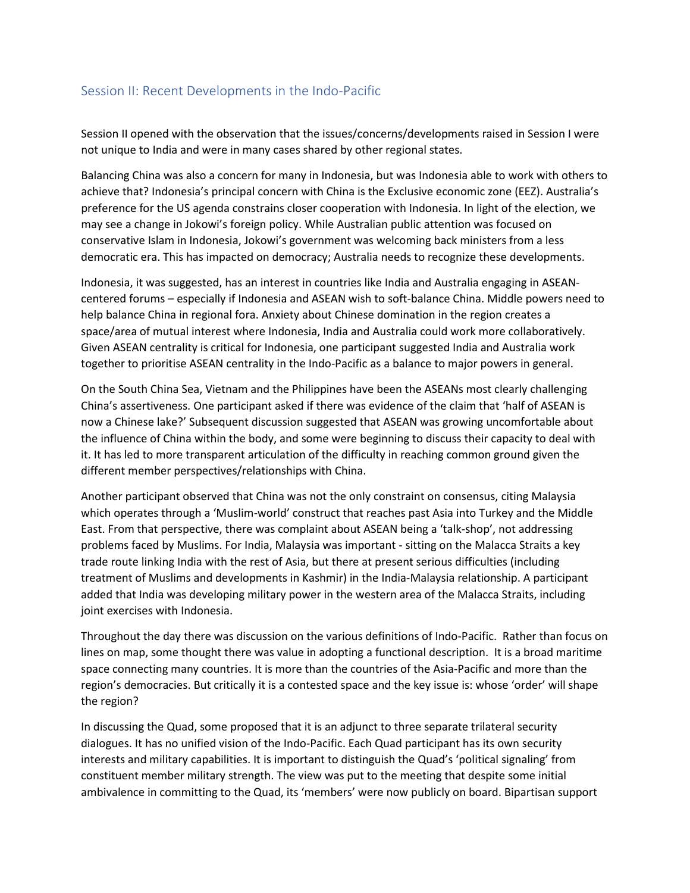## Session II: Recent Developments in the Indo-Pacific

Session II opened with the observation that the issues/concerns/developments raised in Session I were not unique to India and were in many cases shared by other regional states.

Balancing China was also a concern for many in Indonesia, but was Indonesia able to work with others to achieve that? Indonesia's principal concern with China is the Exclusive economic zone (EEZ). Australia's preference for the US agenda constrains closer cooperation with Indonesia. In light of the election, we may see a change in Jokowi's foreign policy. While Australian public attention was focused on conservative Islam in Indonesia, Jokowi's government was welcoming back ministers from a less democratic era. This has impacted on democracy; Australia needs to recognize these developments.

Indonesia, it was suggested, has an interest in countries like India and Australia engaging in ASEAN-centered forums – especially if Indonesia and ASEAN wish to soft-balance China. Middle powers need to help balance China in regional fora. Anxiety about Chinese domination in the region creates a space/area of mutual interest where Indonesia, India and Australia could work more collaboratively. Given ASEAN centrality is critical for Indonesia, one participant suggested India and Australia work together to prioritise ASEAN centrality in the Indo-Pacific as a balance to major powers in general.

On the South China Sea, Vietnam and the Philippines have been the ASEANs most clearly challenging China's assertiveness. One participant asked if there was evidence of the claim that 'half of ASEAN is now a Chinese lake?' Subsequent discussion suggested that ASEAN was growing uncomfortable about the influence of China within the body, and some were beginning to discuss their capacity to deal with it. It has led to more transparent articulation of the difficulty in reaching common ground given the different member perspectives/relationships with China.

Another participant observed that China was not the only constraint on consensus, citing Malaysia which operates through a 'Muslim-world' construct that reaches past Asia into Turkey and the Middle East. From that perspective, there was complaint about ASEAN being a 'talk-shop', not addressing problems faced by Muslims. For India, Malaysia was important - sitting on the Malacca Straits a key trade route linking India with the rest of Asia, but there at present serious difficulties (including treatment of Muslims and developments in Kashmir) in the India-Malaysia relationship. A participant added that India was developing military power in the western area of the Malacca Straits, including joint exercises with Indonesia.

Throughout the day there was discussion on the various definitions of Indo-Pacific. Rather than focus on lines on map, some thought there was value in adopting a functional description. It is a broad maritime space connecting many countries. It is more than the countries of the Asia-Pacific and more than the region's democracies. But critically it is a contested space and the key issue is: whose 'order' will shape the region?

In discussing the Quad, some proposed that it is an adjunct to three separate trilateral security dialogues. It has no unified vision of the Indo-Pacific. Each Quad participant has its own security interests and military capabilities. It is important to distinguish the Quad's 'political signaling' from constituent member military strength. The view was put to the meeting that despite some initial ambivalence in committing to the Quad, its 'members' were now publicly on board. Bipartisan support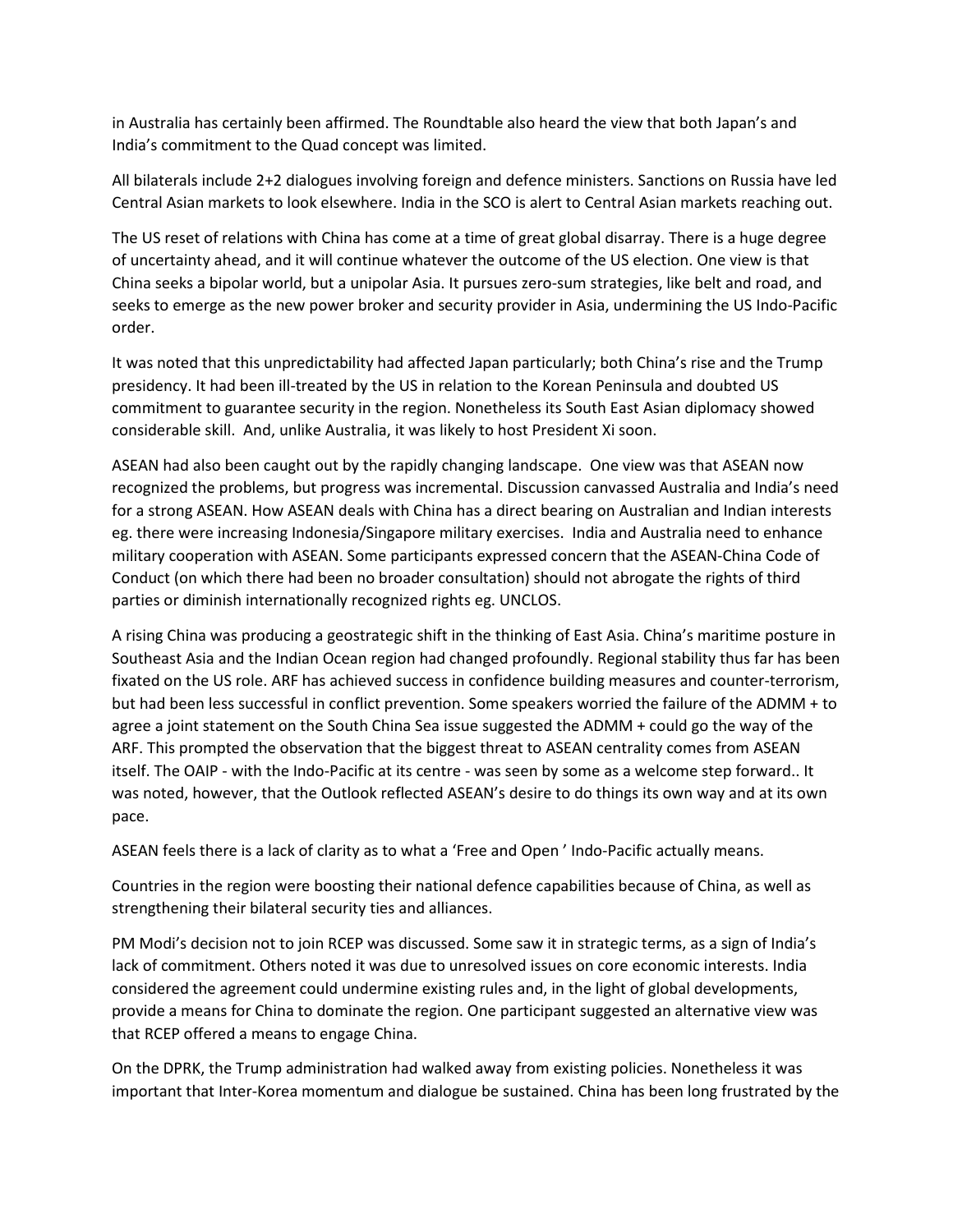in Australia has certainly been affirmed. The Roundtable also heard the view that both Japan's and India's commitment to the Quad concept was limited.

All bilaterals include 2+2 dialogues involving foreign and defence ministers. Sanctions on Russia have led Central Asian markets to look elsewhere. India in the SCO is alert to Central Asian markets reaching out.

The US reset of relations with China has come at a time of great global disarray. There is a huge degree of uncertainty ahead, and it will continue whatever the outcome of the US election. One view is that China seeks a bipolar world, but a unipolar Asia. It pursues zero-sum strategies, like belt and road, and seeks to emerge as the new power broker and security provider in Asia, undermining the US Indo-Pacific order.

It was noted that this unpredictability had affected Japan particularly; both China's rise and the Trump presidency. It had been ill-treated by the US in relation to the Korean Peninsula and doubted US commitment to guarantee security in the region. Nonetheless its South East Asian diplomacy showed considerable skill. And, unlike Australia, it was likely to host President Xi soon.

ASEAN had also been caught out by the rapidly changing landscape. One view was that ASEAN now recognized the problems, but progress was incremental. Discussion canvassed Australia and India's need for a strong ASEAN. How ASEAN deals with China has a direct bearing on Australian and Indian interests eg. there were increasing Indonesia/Singapore military exercises. India and Australia need to enhance military cooperation with ASEAN. Some participants expressed concern that the ASEAN-China Code of Conduct (on which there had been no broader consultation) should not abrogate the rights of third parties or diminish internationally recognized rights eg. UNCLOS.

A rising China was producing a geostrategic shift in the thinking of East Asia. China's maritime posture in Southeast Asia and the Indian Ocean region had changed profoundly. Regional stability thus far has been fixated on the US role. ARF has achieved success in confidence building measures and counter-terrorism, but had been less successful in conflict prevention. Some speakers worried the failure of the ADMM + to agree a joint statement on the South China Sea issue suggested the ADMM + could go the way of the ARF. This prompted the observation that the biggest threat to ASEAN centrality comes from ASEAN itself. The OAIP - with the Indo-Pacific at its centre - was seen by some as a welcome step forward.. It was noted, however, that the Outlook reflected ASEAN's desire to do things its own way and at its own pace.

ASEAN feels there is a lack of clarity as to what a 'Free and Open ' Indo-Pacific actually means.

Countries in the region were boosting their national defence capabilities because of China, as well as strengthening their bilateral security ties and alliances.

PM Modi's decision not to join RCEP was discussed. Some saw it in strategic terms, as a sign of India's lack of commitment. Others noted it was due to unresolved issues on core economic interests. India considered the agreement could undermine existing rules and, in the light of global developments, provide a means for China to dominate the region. One participant suggested an alternative view was that RCEP offered a means to engage China.

On the DPRK, the Trump administration had walked away from existing policies. Nonetheless it was important that Inter-Korea momentum and dialogue be sustained. China has been long frustrated by the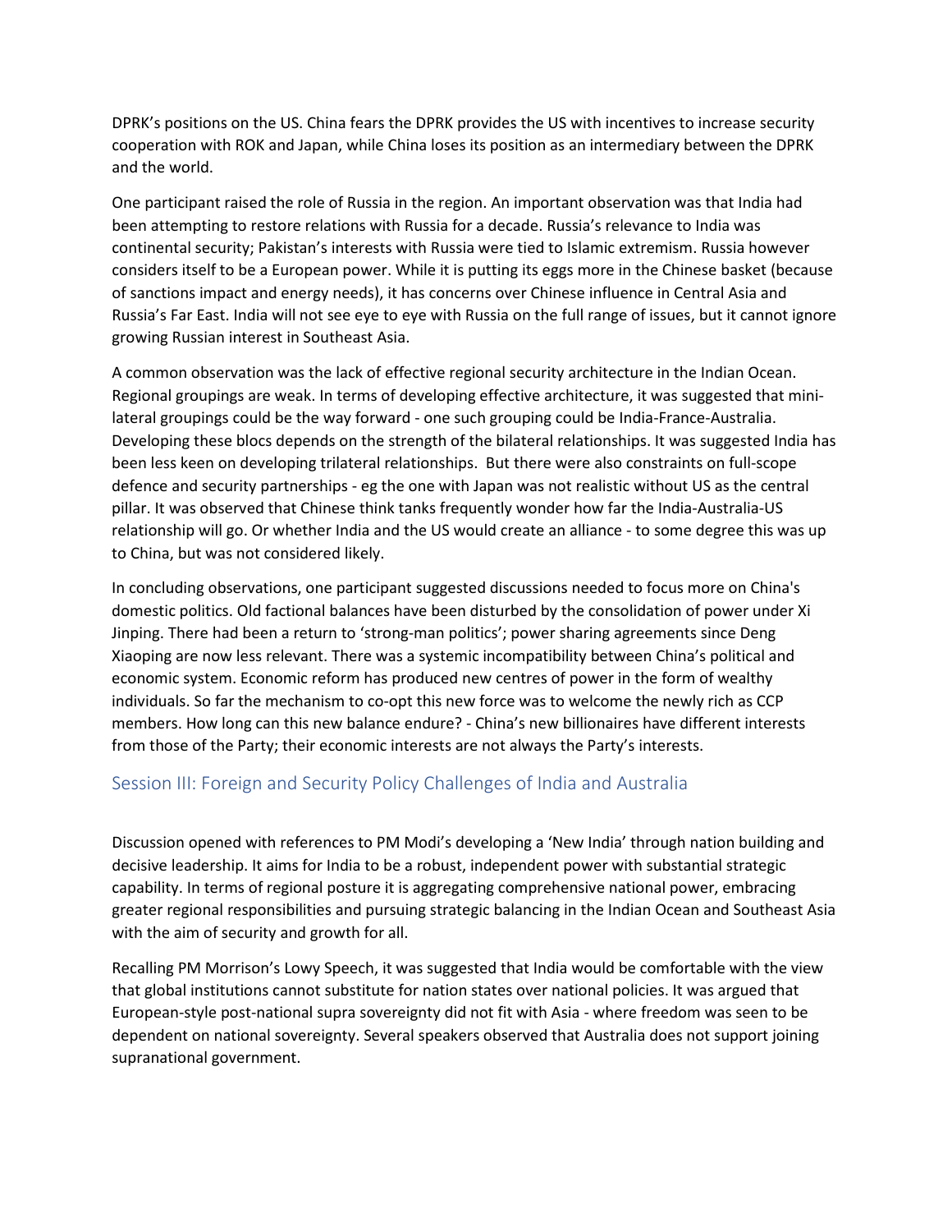DPRK's positions on the US. China fears the DPRK provides the US with incentives to increase security cooperation with ROK and Japan, while China loses its position as an intermediary between the DPRK and the world.

One participant raised the role of Russia in the region. An important observation was that India had been attempting to restore relations with Russia for a decade. Russia's relevance to India was continental security; Pakistan's interests with Russia were tied to Islamic extremism. Russia however considers itself to be a European power. While it is putting its eggs more in the Chinese basket (because of sanctions impact and energy needs), it has concerns over Chinese influence in Central Asia and Russia's Far East. India will not see eye to eye with Russia on the full range of issues, but it cannot ignore growing Russian interest in Southeast Asia.

A common observation was the lack of effective regional security architecture in the Indian Ocean. Regional groupings are weak. In terms of developing effective architecture, it was suggested that mini-lateral groupings could be the way forward - one such grouping could be India-France-Australia. Developing these blocs depends on the strength of the bilateral relationships. It was suggested India has been less keen on developing trilateral relationships. But there were also constraints on full-scope defence and security partnerships - eg the one with Japan was not realistic without US as the central pillar. It was observed that Chinese think tanks frequently wonder how far the India-Australia-US relationship will go. Or whether India and the US would create an alliance - to some degree this was up to China, but was not considered likely.

In concluding observations, one participant suggested discussions needed to focus more on China's domestic politics. Old factional balances have been disturbed by the consolidation of power under Xi Jinping. There had been a return to 'strong-man politics'; power sharing agreements since Deng Xiaoping are now less relevant. There was a systemic incompatibility between China's political and economic system. Economic reform has produced new centres of power in the form of wealthy individuals. So far the mechanism to co-opt this new force was to welcome the newly rich as CCP members. How long can this new balance endure? - China's new billionaires have different interests from those of the Party; their economic interests are not always the Party's interests.

## Session III: Foreign and Security Policy Challenges of India and Australia

Discussion opened with references to PM Modi's developing a 'New India' through nation building and decisive leadership. It aims for India to be a robust, independent power with substantial strategic capability. In terms of regional posture it is aggregating comprehensive national power, embracing greater regional responsibilities and pursuing strategic balancing in the Indian Ocean and Southeast Asia with the aim of security and growth for all.

Recalling PM Morrison's Lowy Speech, it was suggested that India would be comfortable with the view that global institutions cannot substitute for nation states over national policies. It was argued that European-style post-national supra sovereignty did not fit with Asia - where freedom was seen to be dependent on national sovereignty. Several speakers observed that Australia does not support joining supranational government.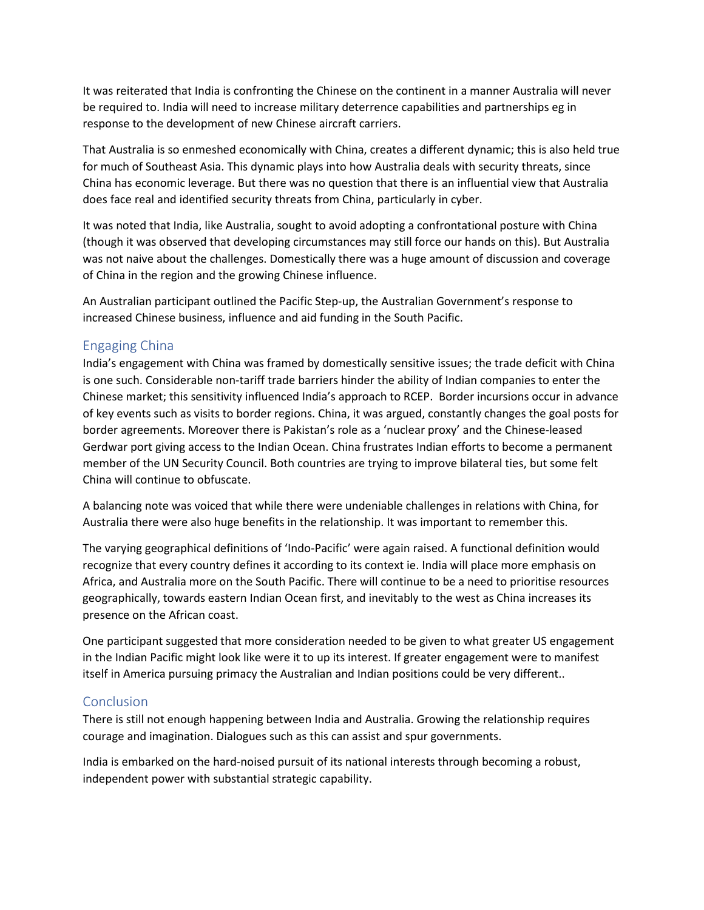It was reiterated that India is confronting the Chinese on the continent in a manner Australia will never be required to. India will need to increase military deterrence capabilities and partnerships eg in response to the development of new Chinese aircraft carriers.

That Australia is so enmeshed economically with China, creates a different dynamic; this is also held true for much of Southeast Asia. This dynamic plays into how Australia deals with security threats, since China has economic leverage. But there was no question that there is an influential view that Australia does face real and identified security threats from China, particularly in cyber.

It was noted that India, like Australia, sought to avoid adopting a confrontational posture with China (though it was observed that developing circumstances may still force our hands on this). But Australia was not naive about the challenges. Domestically there was a huge amount of discussion and coverage of China in the region and the growing Chinese influence.

An Australian participant outlined the Pacific Step-up, the Australian Government's response to increased Chinese business, influence and aid funding in the South Pacific.

## Engaging China

India's engagement with China was framed by domestically sensitive issues; the trade deficit with China is one such. Considerable non-tariff trade barriers hinder the ability of Indian companies to enter the Chinese market; this sensitivity influenced India's approach to RCEP. Border incursions occur in advance of key events such as visits to border regions. China, it was argued, constantly changes the goal posts for border agreements. Moreover there is Pakistan's role as a 'nuclear proxy' and the Chinese-leased Gerdwar port giving access to the Indian Ocean. China frustrates Indian efforts to become a permanent member of the UN Security Council. Both countries are trying to improve bilateral ties, but some felt China will continue to obfuscate.

A balancing note was voiced that while there were undeniable challenges in relations with China, for Australia there were also huge benefits in the relationship. It was important to remember this.

The varying geographical definitions of 'Indo-Pacific' were again raised. A functional definition would recognize that every country defines it according to its context ie. India will place more emphasis on Africa, and Australia more on the South Pacific. There will continue to be a need to prioritise resources geographically, towards eastern Indian Ocean first, and inevitably to the west as China increases its presence on the African coast.

One participant suggested that more consideration needed to be given to what greater US engagement in the Indian Pacific might look like were it to up its interest. If greater engagement were to manifest itself in America pursuing primacy the Australian and Indian positions could be very different..

## Conclusion

There is still not enough happening between India and Australia. Growing the relationship requires courage and imagination. Dialogues such as this can assist and spur governments.

India is embarked on the hard-noised pursuit of its national interests through becoming a robust, independent power with substantial strategic capability.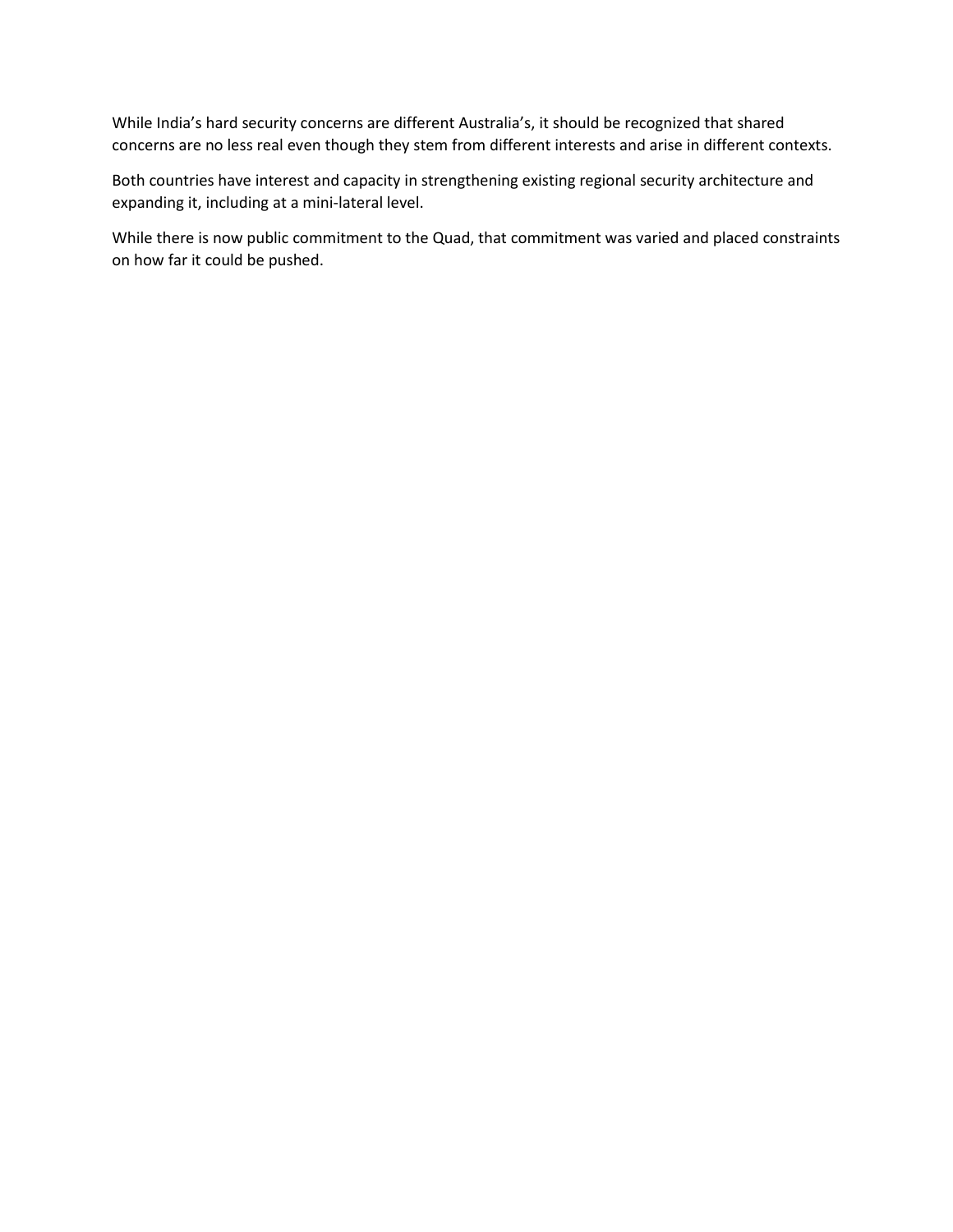While India's hard security concerns are different Australia's, it should be recognized that shared concerns are no less real even though they stem from different interests and arise in different contexts.

Both countries have interest and capacity in strengthening existing regional security architecture and expanding it, including at a mini-lateral level.

While there is now public commitment to the Quad, that commitment was varied and placed constraints on how far it could be pushed.